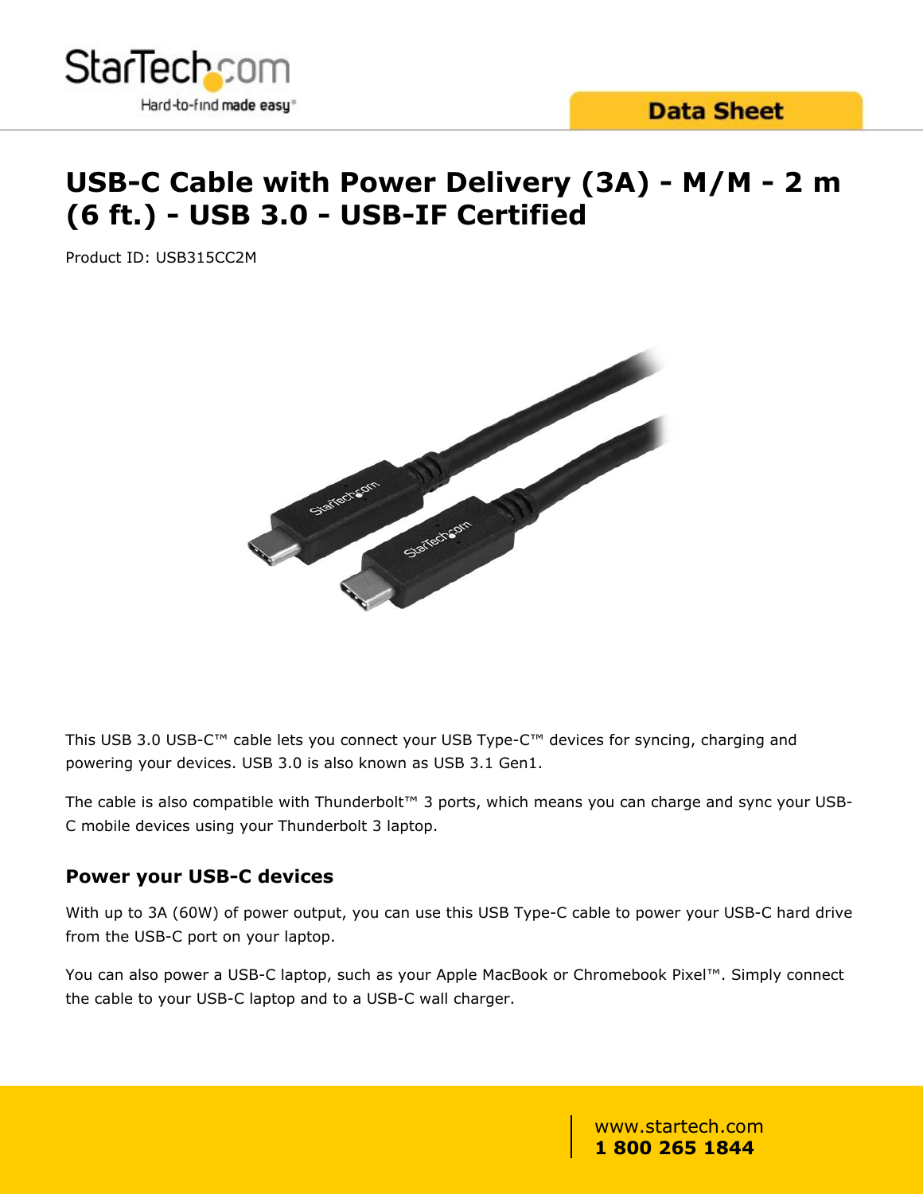# USB-C Cable with Power Delivery (3A) - M/M - 2 m (6 ft.) - USB 3.0 - USB-IF Certified

Product ID: USB315CC2M

This USB 3.0 USB-C™ cable lets you connect your USB Type-C™ devices for syncing, charging and powering your devices. USB 3.0 is also known as USB 3.1 Gen1.

The cable is also compatible with Thunderbolt™ 3 ports, which means you can charge and sync your USB-C mobile devices using your Thunderbolt 3 laptop.

## Power your USB-C devices

With up to 3A (60W) of power output, you can use this USB Type-C cable to power your USB-C hard drive from the USB-C port on your laptop.

You can also power a USB-C laptop, such as your Apple MacBook or Chromebook Pixel™. Simply connect the cable to your USB-C laptop and to a USB-C wall charger.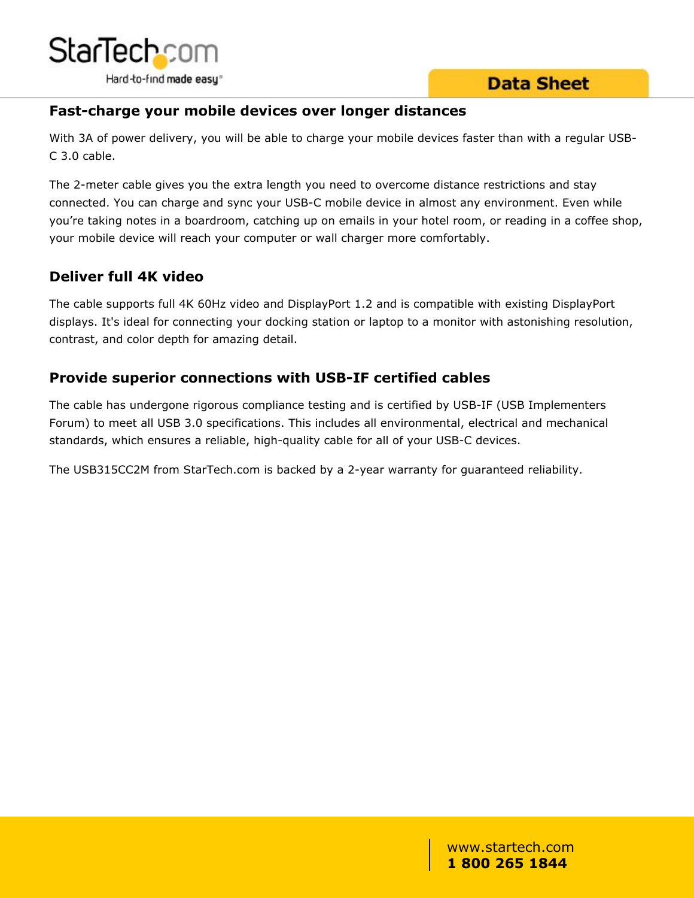## Fast-charge your mobile devices over longer distances

With 3A of power delivery, you will be able to charge your mobile devices faster than with a regular USB-C 3.0 cable.

The 2-meter cable gives you the extra length you need to overcome distance restrictions and stay connected. You can charge and sync your USB-C mobile device in almost any environment. Even while you're taking notes in a boardroom, catching up on emails in your hotel room, or reading in a coffee shop, your mobile device will reach your computer or wall charger more comfortably.

## Deliver full 4K video

The cable supports full 4K 60Hz video and DisplayPort 1.2 and is compatible with existing DisplayPort displays. It's ideal for connecting your docking station or laptop to a monitor with astonishing resolution, contrast, and color depth for amazing detail.

## Provide superior connections with USB-IF certified cables

The cable has undergone rigorous compliance testing and is certified by USB-IF (USB Implementers Forum) to meet all USB 3.0 specifications. This includes all environmental, electrical and mechanical standards, which ensures a reliable, high-quality cable for all of your USB-C devices.

The USB315CC2M from StarTech.com is backed by a 2-year warranty for guaranteed reliability.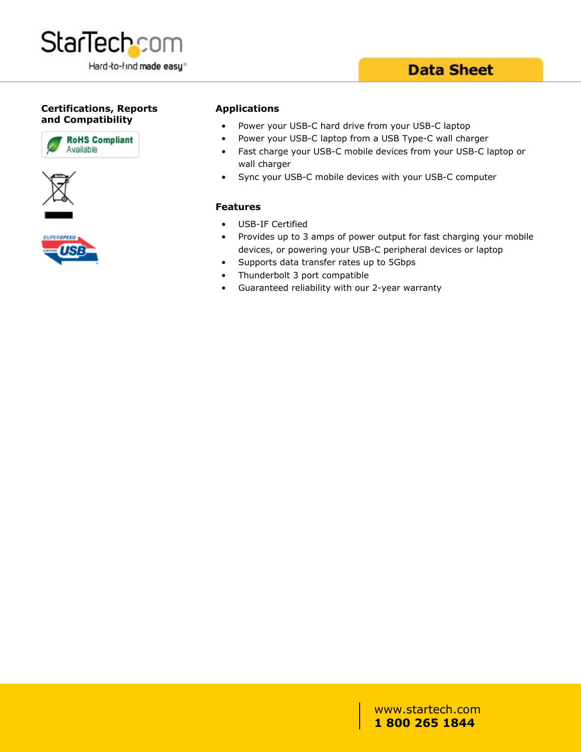## Certifications, Reports and Compatibility

RoHS Compliant Available

## Applications

- Power your USB-C hard drive from your USB-C laptop
- Power your USB-C laptop from a USB Type-C wall charger
- Fast charge your USB-C mobile devices from your USB-C laptop or wall charger
- Sync your USB-C mobile devices with your USB-C computer

## Features

- USB-IF Certified
- Provides up to 3 amps of power output for fast charging your mobile devices, or powering your USB-C peripheral devices or laptop
- Supports data transfer rates up to 5Gbps
- Thunderbolt 3 port compatible
- Guaranteed reliability with our 2-year warranty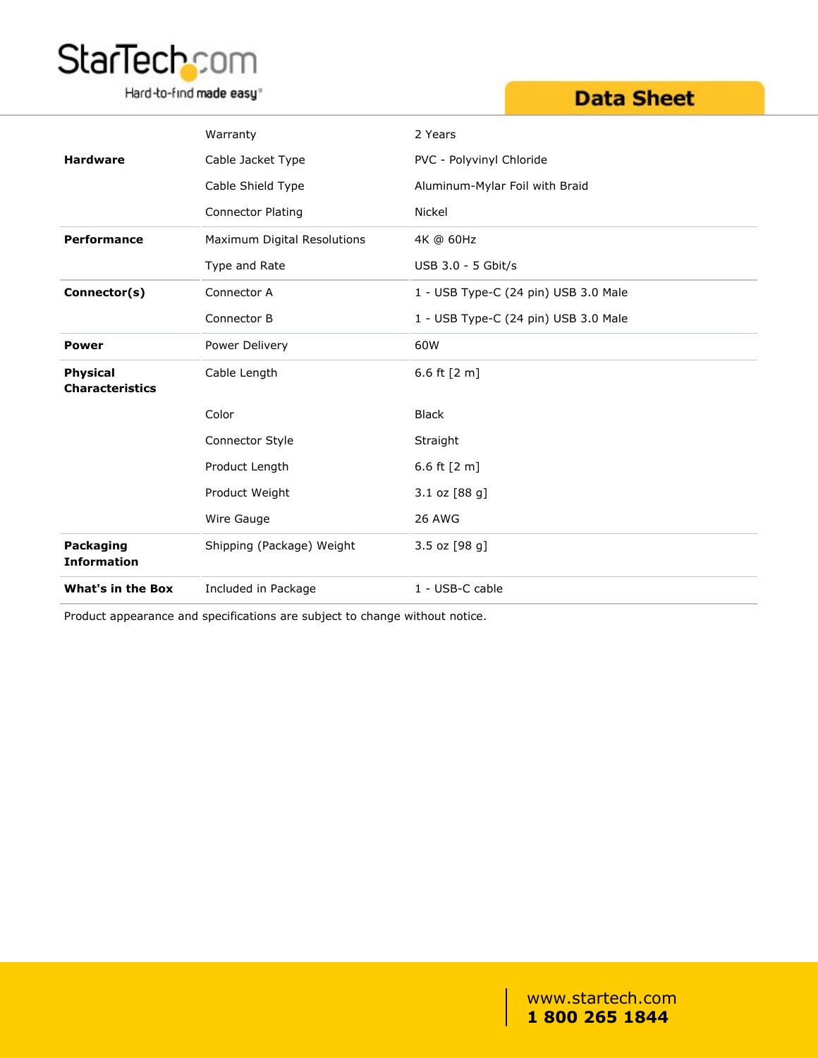| | | |
|---|---|---|
| **Hardware** | Warranty | 2 Years |
| | Cable Jacket Type | PVC - Polyvinyl Chloride |
| | Cable Shield Type | Aluminum-Mylar Foil with Braid |
| | Connector Plating | Nickel |
| **Performance** | Maximum Digital Resolutions | 4K @ 60Hz |
| | Type and Rate | USB 3.0 - 5 Gbit/s |
| **Connector(s)** | Connector A | 1 - USB Type-C (24 pin) USB 3.0 Male |
| | Connector B | 1 - USB Type-C (24 pin) USB 3.0 Male |
| **Power** | Power Delivery | 60W |
| **Physical Characteristics** | Cable Length | 6.6 ft [2 m] |
| | Color | Black |
| | Connector Style | Straight |
| | Product Length | 6.6 ft [2 m] |
| | Product Weight | 3.1 oz [88 g] |
| | Wire Gauge | 26 AWG |
| **Packaging Information** | Shipping (Package) Weight | 3.5 oz [98 g] |
| **What's in the Box** | Included in Package | 1 - USB-C cable |

Product appearance and specifications are subject to change without notice.